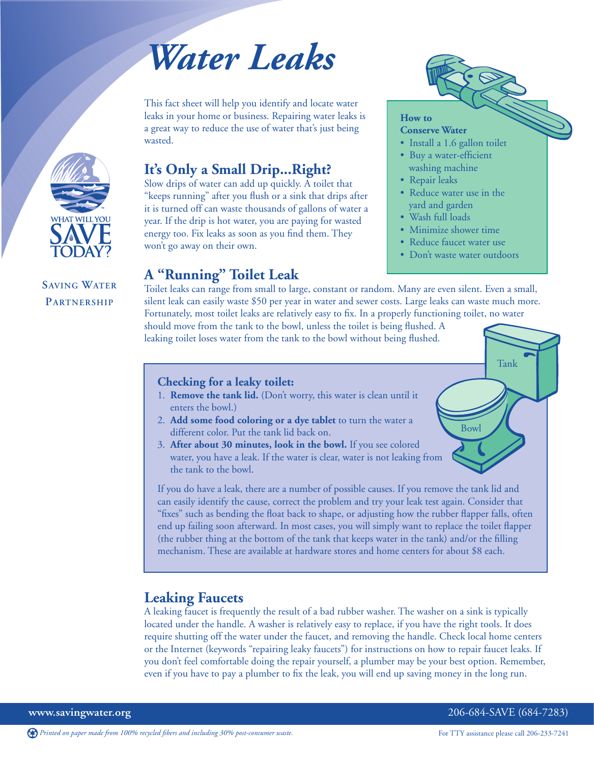# Water Leaks

This fact sheet will help you identify and locate water leaks in your home or business. Repairing water leaks is a great way to reduce the use of water that's just being wasted.

WHAT WILL YOU SAVE TODAY?™

SAVING WATER PARTNERSHIP

## It's Only a Small Drip...Right?

Slow drips of water can add up quickly. A toilet that "keeps running" after you flush or a sink that drips after it is turned off can waste thousands of gallons of water a year. If the drip is hot water, you are paying for wasted energy too. Fix leaks as soon as you find them. They won't go away on their own.

**How to Conserve Water**

- Install a 1.6 gallon toilet
- Buy a water-efficient washing machine
- Repair leaks
- Reduce water use in the yard and garden
- Wash full loads
- Minimize shower time
- Reduce faucet water use
- Don't waste water outdoors

## A "Running" Toilet Leak

Toilet leaks can range from small to large, constant or random. Many are even silent. Even a small, silent leak can easily waste $50 per year in water and sewer costs. Large leaks can waste much more. Fortunately, most toilet leaks are relatively easy to fix. In a properly functioning toilet, no water should move from the tank to the bowl, unless the toilet is being flushed. A leaking toilet loses water from the tank to the bowl without being flushed.

### Checking for a leaky toilet:

1. **Remove the tank lid.** (Don't worry, this water is clean until it enters the bowl.)
2. **Add some food coloring or a dye tablet** to turn the water a different color. Put the tank lid back on.
3. **After about 30 minutes, look in the bowl.** If you see colored water, you have a leak. If the water is clear, water is not leaking from the tank to the bowl.

If you do have a leak, there are a number of possible causes. If you remove the tank lid and can easily identify the cause, correct the problem and try your leak test again. Consider that "fixes" such as bending the float back to shape, or adjusting how the rubber flapper falls, often end up failing soon afterward. In most cases, you will simply want to replace the toilet flapper (the rubber thing at the bottom of the tank that keeps water in the tank) and/or the filling mechanism. These are available at hardware stores and home centers for about $8 each.

## Leaking Faucets

A leaking faucet is frequently the result of a bad rubber washer. The washer on a sink is typically located under the handle. A washer is relatively easy to replace, if you have the right tools. It does require shutting off the water under the faucet, and removing the handle. Check local home centers or the Internet (keywords "repairing leaky faucets") for instructions on how to repair faucet leaks. If you don't feel comfortable doing the repair yourself, a plumber may be your best option. Remember, even if you have to pay a plumber to fix the leak, you will end up saving money in the long run.

**www.savingwater.org** 206-684-SAVE (684-7283)

*Printed on paper made from 100% recycled fibers and including 30% post-consumer waste.* For TTY assistance please call 206-233-7241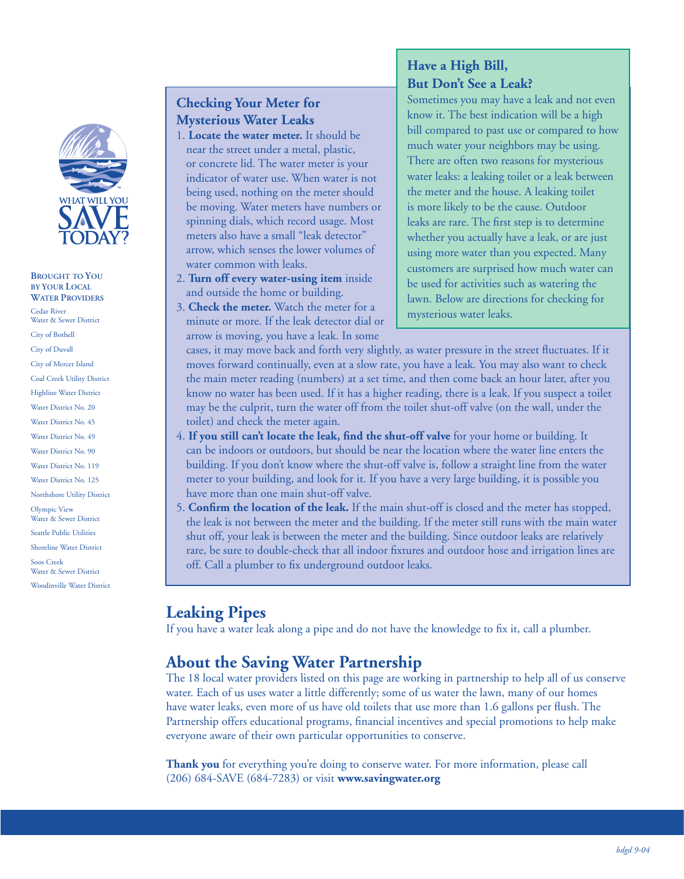WHAT WILL YOU SAVE TODAY?

**BROUGHT TO YOU BY YOUR LOCAL WATER PROVIDERS**

Cedar River Water & Sewer District

City of Bothell

City of Duvall

City of Mercer Island

Coal Creek Utility District

Highline Water District

Water District No. 20

Water District No. 45

Water District No. 49

Water District No. 90

Water District No. 119

Water District No. 125

Northshore Utility District

Olympic View Water & Sewer District

Seattle Public Utilities

Shoreline Water District

Soos Creek Water & Sewer District

Woodinville Water District

### Have a High Bill, But Don't See a Leak?

Sometimes you may have a leak and not even know it. The best indication will be a high bill compared to past use or compared to how much water your neighbors may be using. There are often two reasons for mysterious water leaks: a leaking toilet or a leak between the meter and the house. A leaking toilet is more likely to be the cause. Outdoor leaks are rare. The first step is to determine whether you actually have a leak, or are just using more water than you expected. Many customers are surprised how much water can be used for activities such as watering the lawn. Below are directions for checking for mysterious water leaks.

### Checking Your Meter for Mysterious Water Leaks

1. **Locate the water meter.** It should be near the street under a metal, plastic, or concrete lid. The water meter is your indicator of water use. When water is not being used, nothing on the meter should be moving. Water meters have numbers or spinning dials, which record usage. Most meters also have a small "leak detector" arrow, which senses the lower volumes of water common with leaks.
2. **Turn off every water-using item** inside and outside the home or building.
3. **Check the meter.** Watch the meter for a minute or more. If the leak detector dial or arrow is moving, you have a leak. In some cases, it may move back and forth very slightly, as water pressure in the street fluctuates. If it moves forward continually, even at a slow rate, you have a leak. You may also want to check the main meter reading (numbers) at a set time, and then come back an hour later, after you know no water has been used. If it has a higher reading, there is a leak. If you suspect a toilet may be the culprit, turn the water off from the toilet shut-off valve (on the wall, under the toilet) and check the meter again.
4. **If you still can't locate the leak, find the shut-off valve** for your home or building. It can be indoors or outdoors, but should be near the location where the water line enters the building. If you don't know where the shut-off valve is, follow a straight line from the water meter to your building, and look for it. If you have a very large building, it is possible you have more than one main shut-off valve.
5. **Confirm the location of the leak.** If the main shut-off is closed and the meter has stopped, the leak is not between the meter and the building. If the meter still runs with the main water shut off, your leak is between the meter and the building. Since outdoor leaks are relatively rare, be sure to double-check that all indoor fixtures and outdoor hose and irrigation lines are off. Call a plumber to fix underground outdoor leaks.

## Leaking Pipes

If you have a water leak along a pipe and do not have the knowledge to fix it, call a plumber.

## About the Saving Water Partnership

The 18 local water providers listed on this page are working in partnership to help all of us conserve water. Each of us uses water a little differently; some of us water the lawn, many of our homes have water leaks, even more of us have old toilets that use more than 1.6 gallons per flush. The Partnership offers educational programs, financial incentives and special promotions to help make everyone aware of their own particular opportunities to conserve.

**Thank you** for everything you're doing to conserve water. For more information, please call (206) 684-SAVE (684-7283) or visit **www.savingwater.org**

*bdgd 9-04*